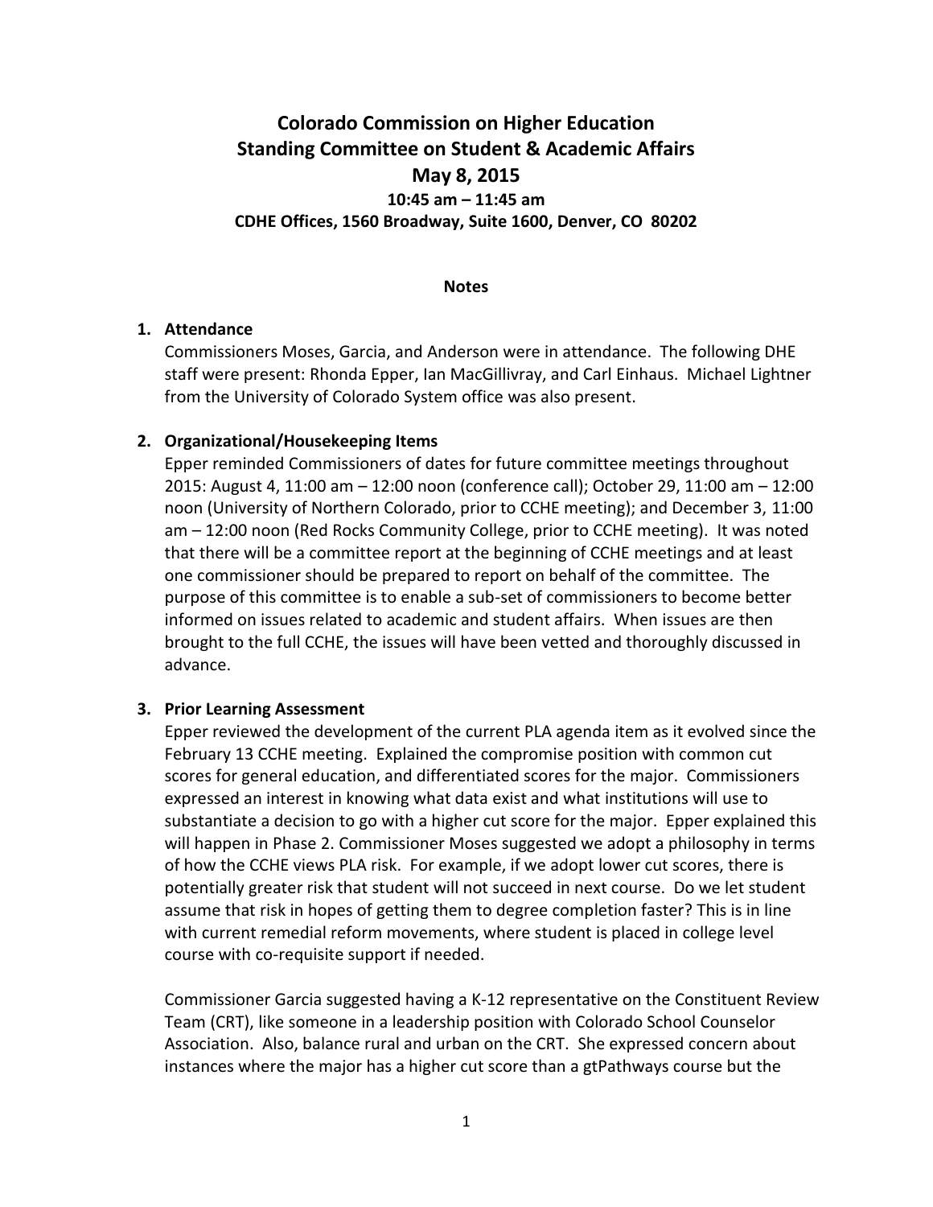# Colorado Commission on Higher Education
## Standing Committee on Student & Academic Affairs
## May 8, 2015
### 10:45 am – 11:45 am
### CDHE Offices, 1560 Broadway, Suite 1600, Denver, CO 80202

**Notes**

1. **Attendance**
   Commissioners Moses, Garcia, and Anderson were in attendance. The following DHE staff were present: Rhonda Epper, Ian MacGillivray, and Carl Einhaus. Michael Lightner from the University of Colorado System office was also present.

2. **Organizational/Housekeeping Items**
   Epper reminded Commissioners of dates for future committee meetings throughout 2015: August 4, 11:00 am – 12:00 noon (conference call); October 29, 11:00 am – 12:00 noon (University of Northern Colorado, prior to CCHE meeting); and December 3, 11:00 am – 12:00 noon (Red Rocks Community College, prior to CCHE meeting). It was noted that there will be a committee report at the beginning of CCHE meetings and at least one commissioner should be prepared to report on behalf of the committee. The purpose of this committee is to enable a sub-set of commissioners to become better informed on issues related to academic and student affairs. When issues are then brought to the full CCHE, the issues will have been vetted and thoroughly discussed in advance.

3. **Prior Learning Assessment**
   Epper reviewed the development of the current PLA agenda item as it evolved since the February 13 CCHE meeting. Explained the compromise position with common cut scores for general education, and differentiated scores for the major. Commissioners expressed an interest in knowing what data exist and what institutions will use to substantiate a decision to go with a higher cut score for the major. Epper explained this will happen in Phase 2. Commissioner Moses suggested we adopt a philosophy in terms of how the CCHE views PLA risk. For example, if we adopt lower cut scores, there is potentially greater risk that student will not succeed in next course. Do we let student assume that risk in hopes of getting them to degree completion faster? This is in line with current remedial reform movements, where student is placed in college level course with co-requisite support if needed.

   Commissioner Garcia suggested having a K-12 representative on the Constituent Review Team (CRT), like someone in a leadership position with Colorado School Counselor Association. Also, balance rural and urban on the CRT. She expressed concern about instances where the major has a higher cut score than a gtPathways course but the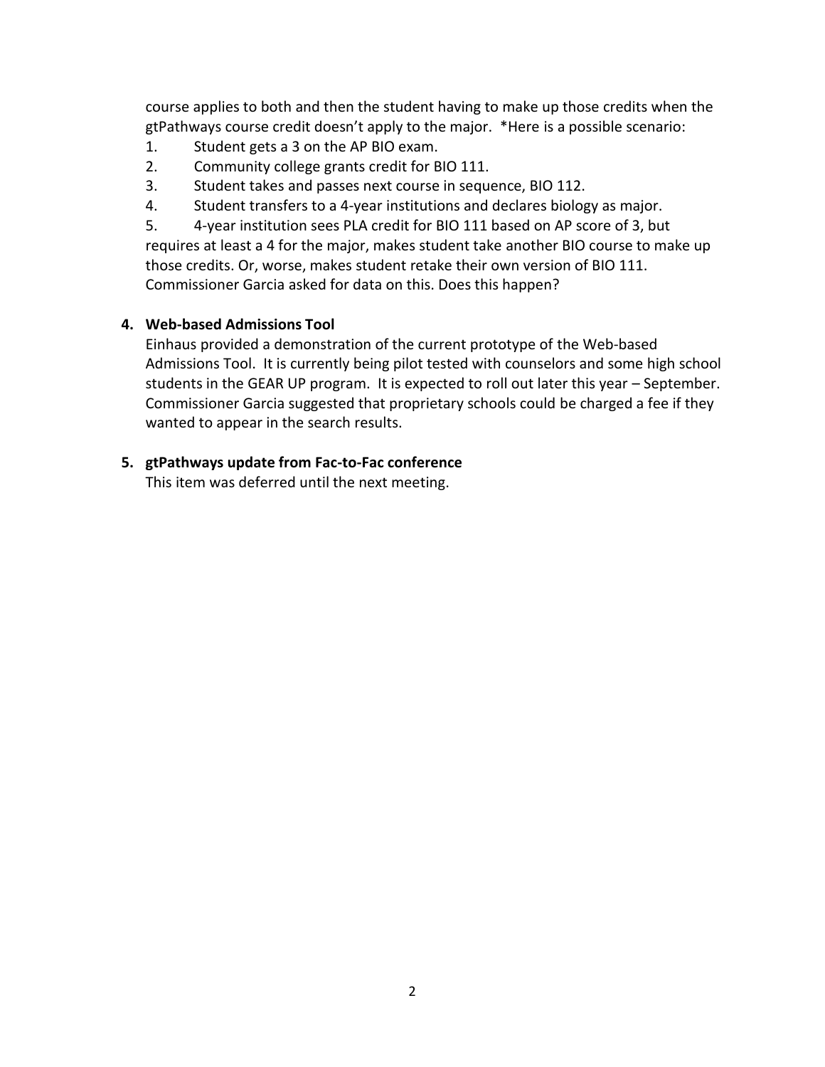course applies to both and then the student having to make up those credits when the gtPathways course credit doesn't apply to the major. *Here is a possible scenario:

1. Student gets a 3 on the AP BIO exam.
2. Community college grants credit for BIO 111.
3. Student takes and passes next course in sequence, BIO 112.
4. Student transfers to a 4-year institutions and declares biology as major.
5. 4-year institution sees PLA credit for BIO 111 based on AP score of 3, but requires at least a 4 for the major, makes student take another BIO course to make up those credits. Or, worse, makes student retake their own version of BIO 111.

Commissioner Garcia asked for data on this. Does this happen?

**4. Web-based Admissions Tool**

Einhaus provided a demonstration of the current prototype of the Web-based Admissions Tool. It is currently being pilot tested with counselors and some high school students in the GEAR UP program. It is expected to roll out later this year – September. Commissioner Garcia suggested that proprietary schools could be charged a fee if they wanted to appear in the search results.

**5. gtPathways update from Fac-to-Fac conference**

This item was deferred until the next meeting.